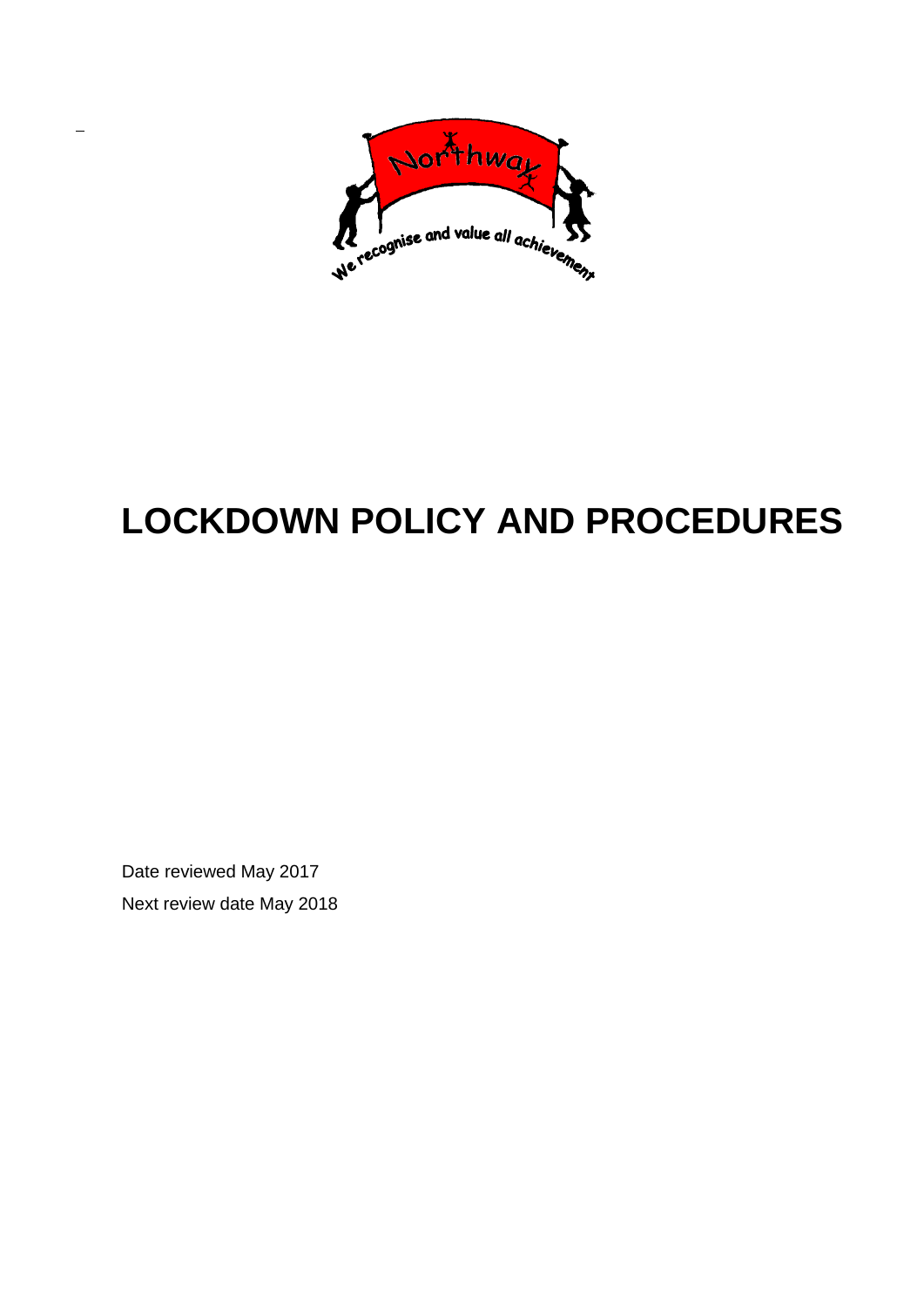# LOCKDOWN POLICY AND PROCEDURES

Date reviewed May 2017

Next review date May 2018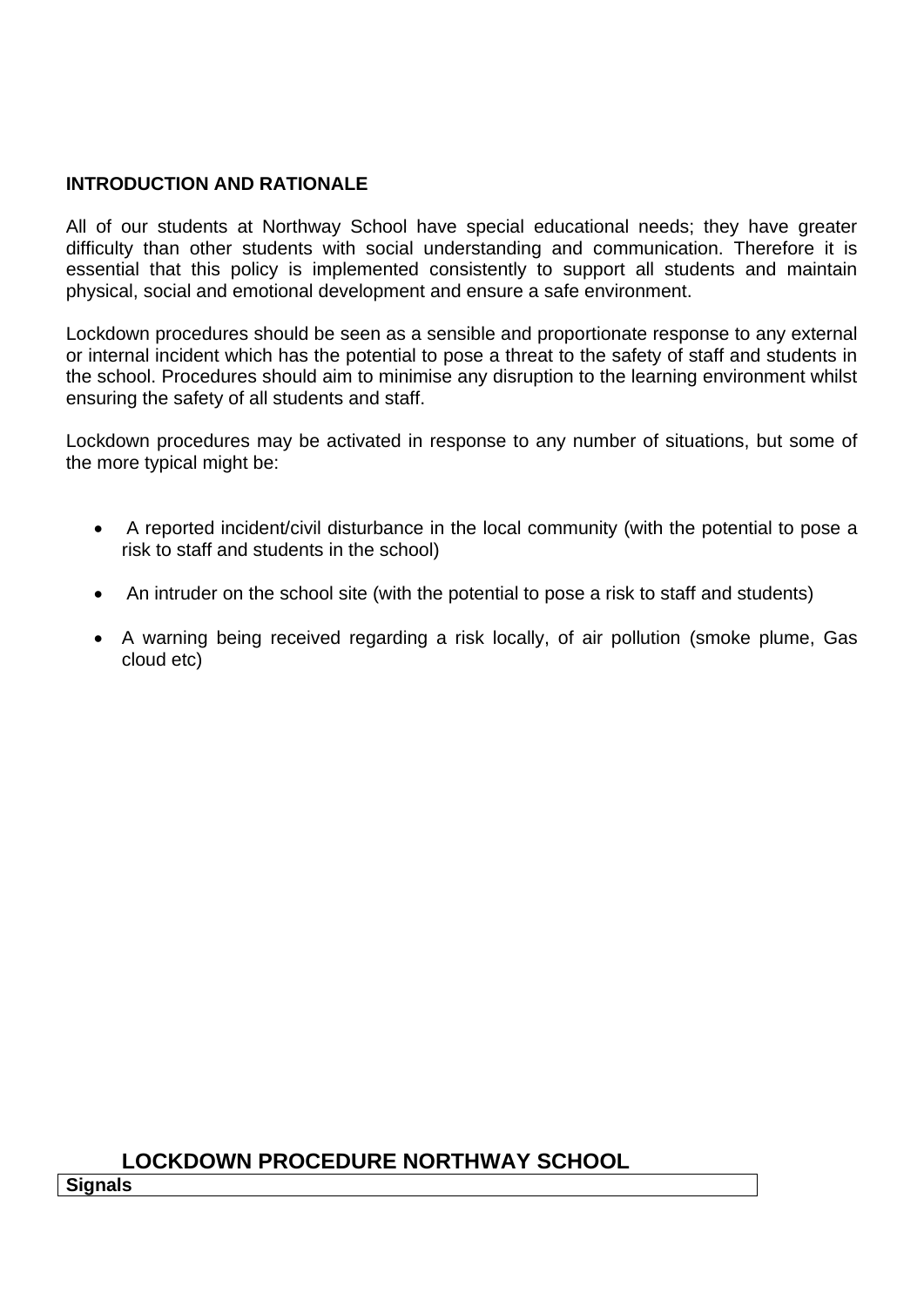## INTRODUCTION AND RATIONALE

All of our students at Northway School have special educational needs; they have greater difficulty than other students with social understanding and communication. Therefore it is essential that this policy is implemented consistently to support all students and maintain physical, social and emotional development and ensure a safe environment.

Lockdown procedures should be seen as a sensible and proportionate response to any external or internal incident which has the potential to pose a threat to the safety of staff and students in the school. Procedures should aim to minimise any disruption to the learning environment whilst ensuring the safety of all students and staff.

Lockdown procedures may be activated in response to any number of situations, but some of the more typical might be:

- A reported incident/civil disturbance in the local community (with the potential to pose a risk to staff and students in the school)
- An intruder on the school site (with the potential to pose a risk to staff and students)
- A warning being received regarding a risk locally, of air pollution (smoke plume, Gas cloud etc)

## LOCKDOWN PROCEDURE NORTHWAY SCHOOL

| Signals |
| --- |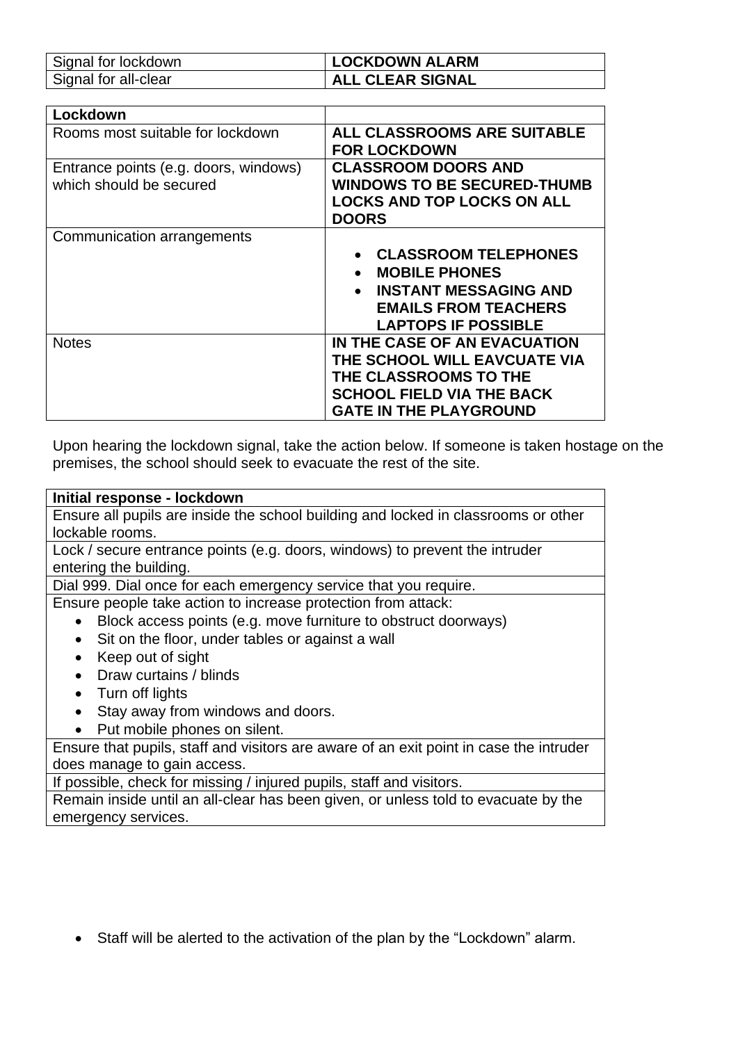| Signal for lockdown | **LOCKDOWN ALARM** |
| --- | --- |
| Signal for all-clear | **ALL CLEAR SIGNAL** |

| **Lockdown** | |
| --- | --- |
| Rooms most suitable for lockdown | **ALL CLASSROOMS ARE SUITABLE FOR LOCKDOWN** |
| Entrance points (e.g. doors, windows) which should be secured | **CLASSROOM DOORS AND WINDOWS TO BE SECURED-THUMB LOCKS AND TOP LOCKS ON ALL DOORS** |
| Communication arrangements | • **CLASSROOM TELEPHONES**<br>• **MOBILE PHONES**<br>• **INSTANT MESSAGING AND EMAILS FROM TEACHERS LAPTOPS IF POSSIBLE** |
| Notes | **IN THE CASE OF AN EVACUATION THE SCHOOL WILL EAVCUATE VIA THE CLASSROOMS TO THE SCHOOL FIELD VIA THE BACK GATE IN THE PLAYGROUND** |

Upon hearing the lockdown signal, take the action below. If someone is taken hostage on the premises, the school should seek to evacuate the rest of the site.

| **Initial response - lockdown** |
| --- |
| Ensure all pupils are inside the school building and locked in classrooms or other lockable rooms. |
| Lock / secure entrance points (e.g. doors, windows) to prevent the intruder entering the building. |
| Dial 999. Dial once for each emergency service that you require. |
| Ensure people take action to increase protection from attack:<br>• Block access points (e.g. move furniture to obstruct doorways)<br>• Sit on the floor, under tables or against a wall<br>• Keep out of sight<br>• Draw curtains / blinds<br>• Turn off lights<br>• Stay away from windows and doors.<br>• Put mobile phones on silent. |
| Ensure that pupils, staff and visitors are aware of an exit point in case the intruder does manage to gain access. |
| If possible, check for missing / injured pupils, staff and visitors. |
| Remain inside until an all-clear has been given, or unless told to evacuate by the emergency services. |

- Staff will be alerted to the activation of the plan by the "Lockdown" alarm.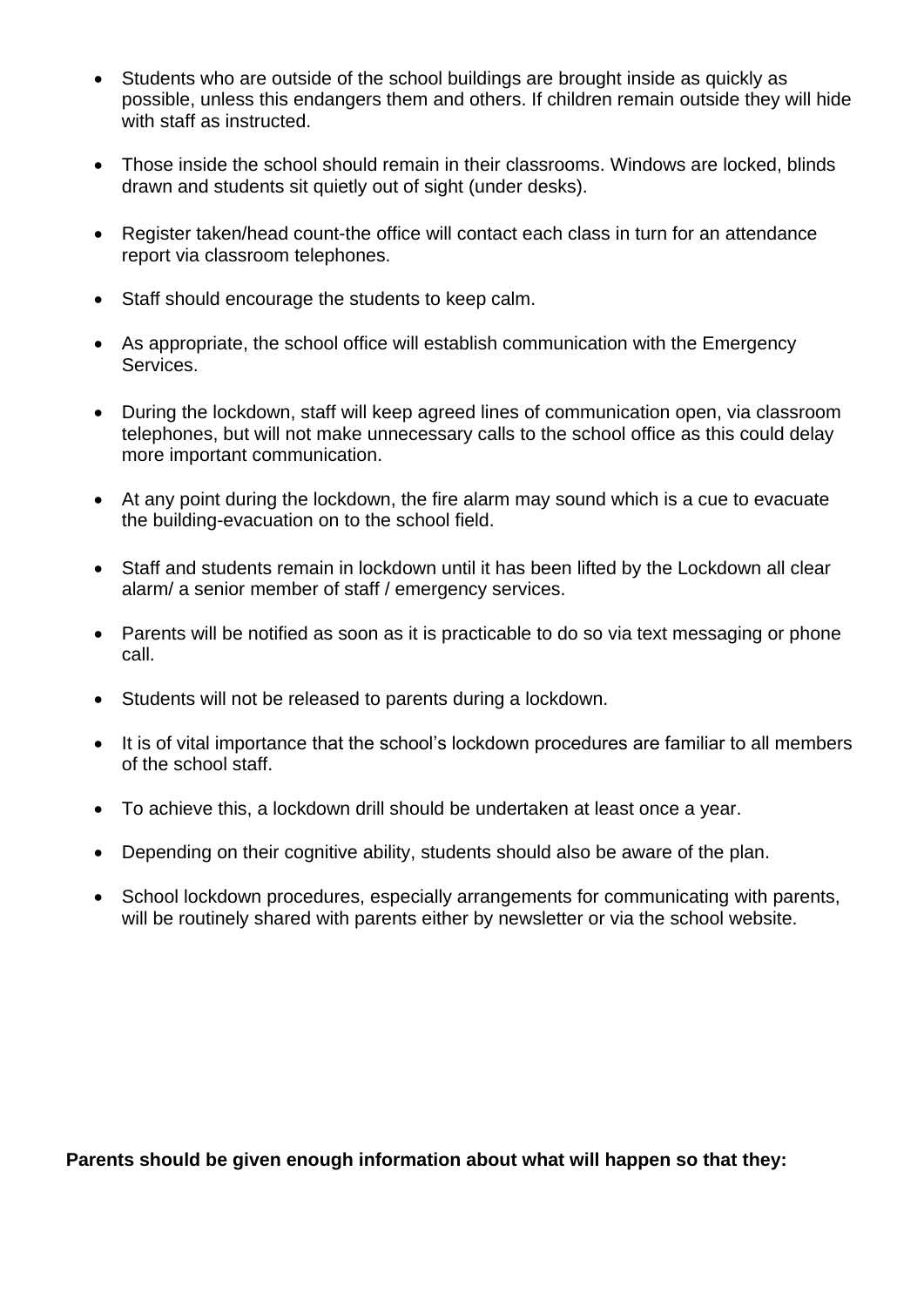- Students who are outside of the school buildings are brought inside as quickly as possible, unless this endangers them and others. If children remain outside they will hide with staff as instructed.

- Those inside the school should remain in their classrooms. Windows are locked, blinds drawn and students sit quietly out of sight (under desks).

- Register taken/head count-the office will contact each class in turn for an attendance report via classroom telephones.

- Staff should encourage the students to keep calm.

- As appropriate, the school office will establish communication with the Emergency Services.

- During the lockdown, staff will keep agreed lines of communication open, via classroom telephones, but will not make unnecessary calls to the school office as this could delay more important communication.

- At any point during the lockdown, the fire alarm may sound which is a cue to evacuate the building-evacuation on to the school field.

- Staff and students remain in lockdown until it has been lifted by the Lockdown all clear alarm/ a senior member of staff / emergency services.

- Parents will be notified as soon as it is practicable to do so via text messaging or phone call.

- Students will not be released to parents during a lockdown.

- It is of vital importance that the school's lockdown procedures are familiar to all members of the school staff.

- To achieve this, a lockdown drill should be undertaken at least once a year.

- Depending on their cognitive ability, students should also be aware of the plan.

- School lockdown procedures, especially arrangements for communicating with parents, will be routinely shared with parents either by newsletter or via the school website.

**Parents should be given enough information about what will happen so that they:**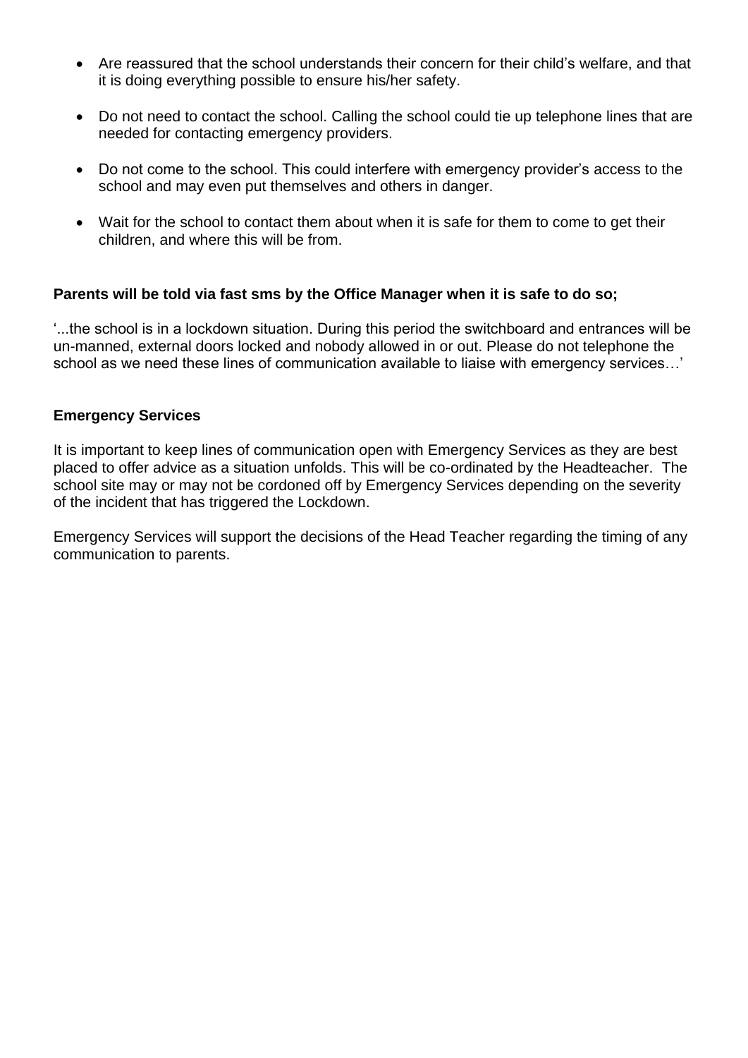- Are reassured that the school understands their concern for their child's welfare, and that it is doing everything possible to ensure his/her safety.
- Do not need to contact the school. Calling the school could tie up telephone lines that are needed for contacting emergency providers.
- Do not come to the school. This could interfere with emergency provider's access to the school and may even put themselves and others in danger.
- Wait for the school to contact them about when it is safe for them to come to get their children, and where this will be from.

**Parents will be told via fast sms by the Office Manager when it is safe to do so;**

'...the school is in a lockdown situation. During this period the switchboard and entrances will be un-manned, external doors locked and nobody allowed in or out. Please do not telephone the school as we need these lines of communication available to liaise with emergency services…'

**Emergency Services**

It is important to keep lines of communication open with Emergency Services as they are best placed to offer advice as a situation unfolds. This will be co-ordinated by the Headteacher. The school site may or may not be cordoned off by Emergency Services depending on the severity of the incident that has triggered the Lockdown.

Emergency Services will support the decisions of the Head Teacher regarding the timing of any communication to parents.